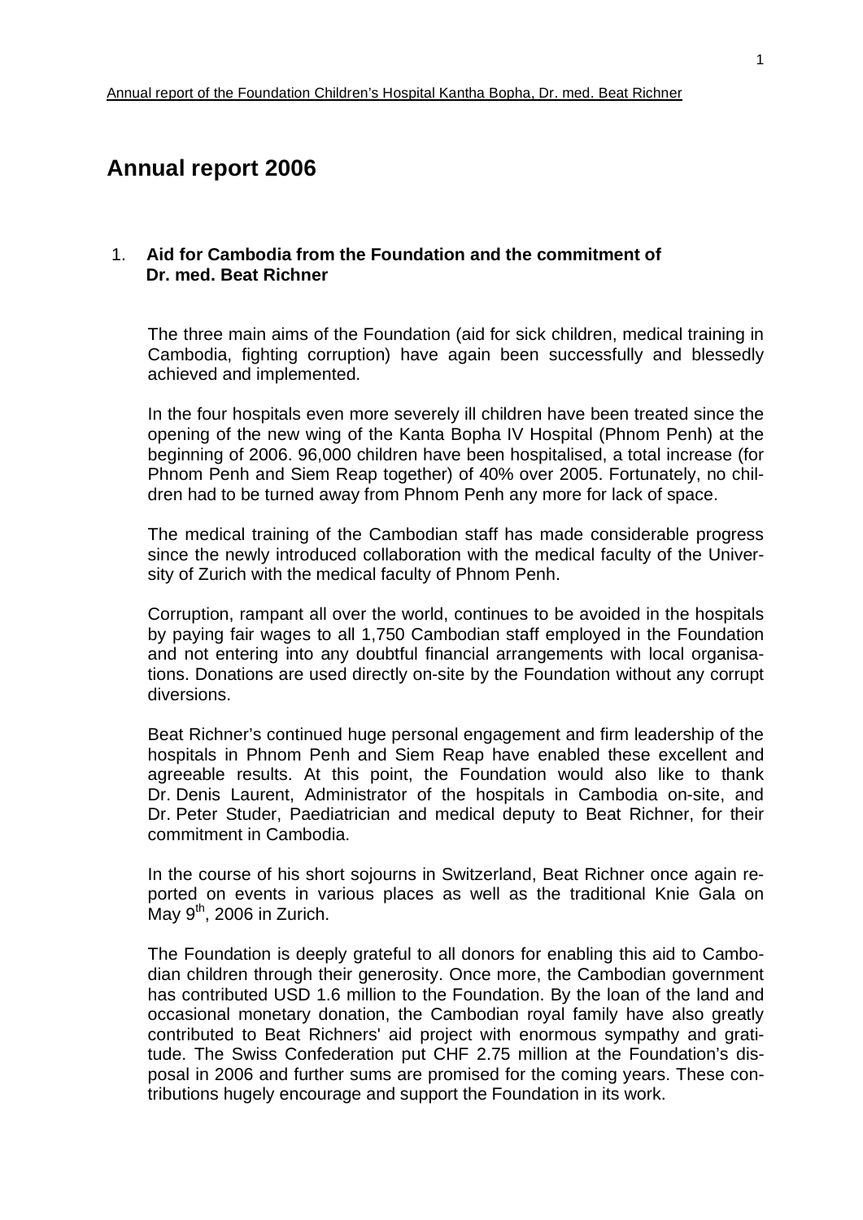# Annual report 2006

## 1. Aid for Cambodia from the Foundation and the commitment of Dr. med. Beat Richner

The three main aims of the Foundation (aid for sick children, medical training in Cambodia, fighting corruption) have again been successfully and blessedly achieved and implemented.

In the four hospitals even more severely ill children have been treated since the opening of the new wing of the Kanta Bopha IV Hospital (Phnom Penh) at the beginning of 2006. 96,000 children have been hospitalised, a total increase (for Phnom Penh and Siem Reap together) of 40% over 2005. Fortunately, no children had to be turned away from Phnom Penh any more for lack of space.

The medical training of the Cambodian staff has made considerable progress since the newly introduced collaboration with the medical faculty of the University of Zurich with the medical faculty of Phnom Penh.

Corruption, rampant all over the world, continues to be avoided in the hospitals by paying fair wages to all 1,750 Cambodian staff employed in the Foundation and not entering into any doubtful financial arrangements with local organisations. Donations are used directly on-site by the Foundation without any corrupt diversions.

Beat Richner's continued huge personal engagement and firm leadership of the hospitals in Phnom Penh and Siem Reap have enabled these excellent and agreeable results. At this point, the Foundation would also like to thank Dr. Denis Laurent, Administrator of the hospitals in Cambodia on-site, and Dr. Peter Studer, Paediatrician and medical deputy to Beat Richner, for their commitment in Cambodia.

In the course of his short sojourns in Switzerland, Beat Richner once again reported on events in various places as well as the traditional Knie Gala on May 9th, 2006 in Zurich.

The Foundation is deeply grateful to all donors for enabling this aid to Cambodian children through their generosity. Once more, the Cambodian government has contributed USD 1.6 million to the Foundation. By the loan of the land and occasional monetary donation, the Cambodian royal family have also greatly contributed to Beat Richners' aid project with enormous sympathy and gratitude. The Swiss Confederation put CHF 2.75 million at the Foundation's disposal in 2006 and further sums are promised for the coming years. These contributions hugely encourage and support the Foundation in its work.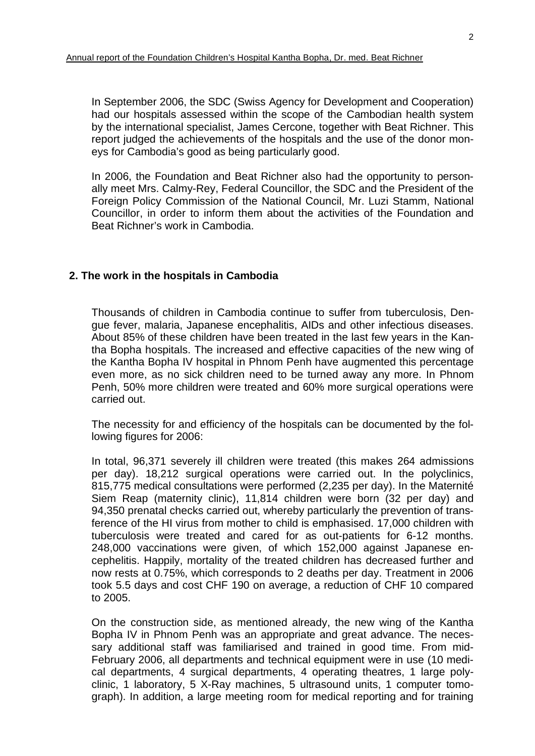In September 2006, the SDC (Swiss Agency for Development and Cooperation) had our hospitals assessed within the scope of the Cambodian health system by the international specialist, James Cercone, together with Beat Richner. This report judged the achievements of the hospitals and the use of the donor moneys for Cambodia's good as being particularly good.

In 2006, the Foundation and Beat Richner also had the opportunity to personally meet Mrs. Calmy-Rey, Federal Councillor, the SDC and the President of the Foreign Policy Commission of the National Council, Mr. Luzi Stamm, National Councillor, in order to inform them about the activities of the Foundation and Beat Richner's work in Cambodia.

## 2. The work in the hospitals in Cambodia

Thousands of children in Cambodia continue to suffer from tuberculosis, Dengue fever, malaria, Japanese encephalitis, AIDs and other infectious diseases. About 85% of these children have been treated in the last few years in the Kantha Bopha hospitals. The increased and effective capacities of the new wing of the Kantha Bopha IV hospital in Phnom Penh have augmented this percentage even more, as no sick children need to be turned away any more. In Phnom Penh, 50% more children were treated and 60% more surgical operations were carried out.

The necessity for and efficiency of the hospitals can be documented by the following figures for 2006:

In total, 96,371 severely ill children were treated (this makes 264 admissions per day). 18,212 surgical operations were carried out. In the polyclinics, 815,775 medical consultations were performed (2,235 per day). In the Maternité Siem Reap (maternity clinic), 11,814 children were born (32 per day) and 94,350 prenatal checks carried out, whereby particularly the prevention of transference of the HI virus from mother to child is emphasised. 17,000 children with tuberculosis were treated and cared for as out-patients for 6-12 months. 248,000 vaccinations were given, of which 152,000 against Japanese encephelitis. Happily, mortality of the treated children has decreased further and now rests at 0.75%, which corresponds to 2 deaths per day. Treatment in 2006 took 5.5 days and cost CHF 190 on average, a reduction of CHF 10 compared to 2005.

On the construction side, as mentioned already, the new wing of the Kantha Bopha IV in Phnom Penh was an appropriate and great advance. The necessary additional staff was familiarised and trained in good time. From mid-February 2006, all departments and technical equipment were in use (10 medical departments, 4 surgical departments, 4 operating theatres, 1 large polyclinic, 1 laboratory, 5 X-Ray machines, 5 ultrasound units, 1 computer tomograph). In addition, a large meeting room for medical reporting and for training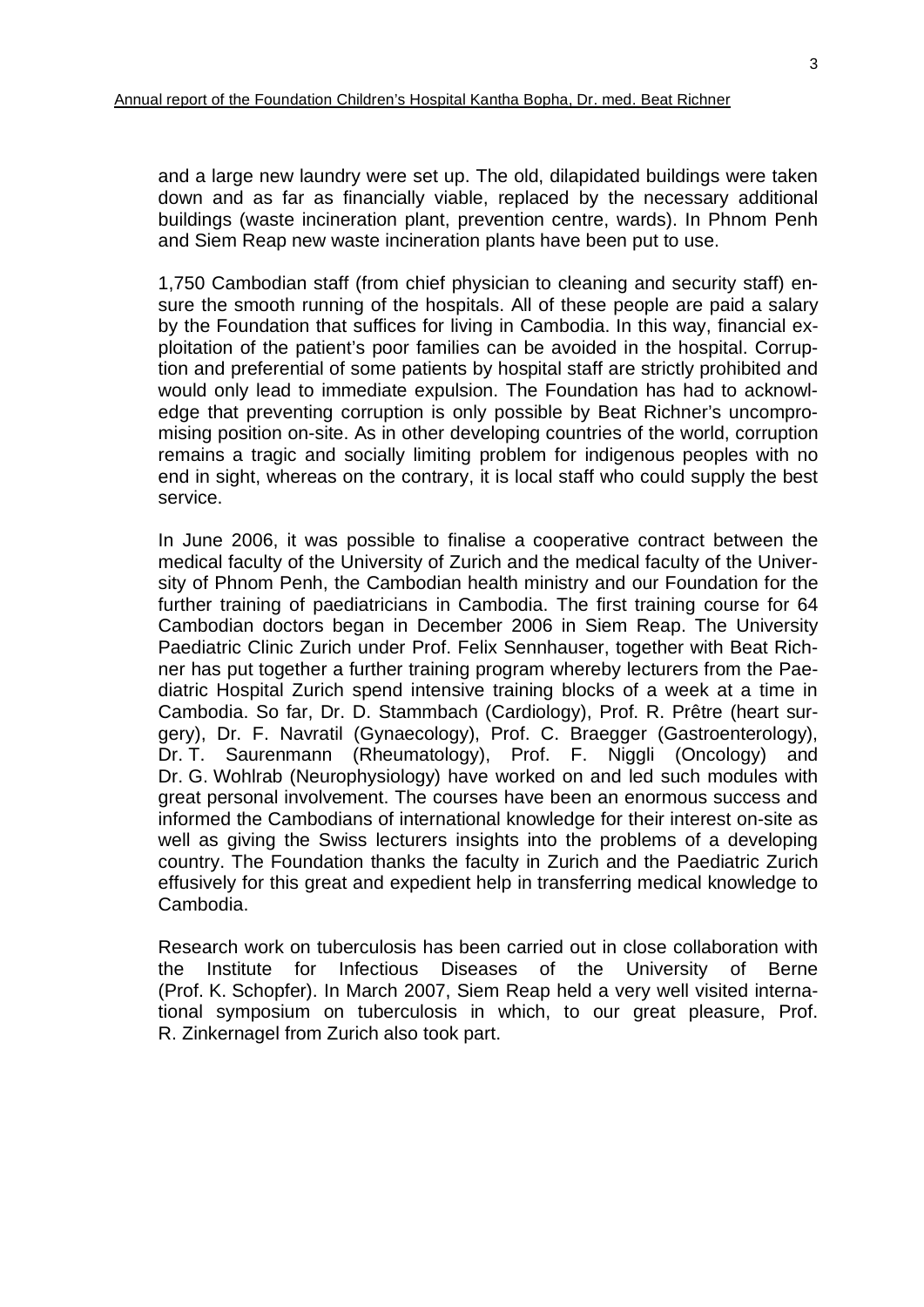and a large new laundry were set up. The old, dilapidated buildings were taken down and as far as financially viable, replaced by the necessary additional buildings (waste incineration plant, prevention centre, wards). In Phnom Penh and Siem Reap new waste incineration plants have been put to use.

1,750 Cambodian staff (from chief physician to cleaning and security staff) ensure the smooth running of the hospitals. All of these people are paid a salary by the Foundation that suffices for living in Cambodia. In this way, financial exploitation of the patient's poor families can be avoided in the hospital. Corruption and preferential of some patients by hospital staff are strictly prohibited and would only lead to immediate expulsion. The Foundation has had to acknowledge that preventing corruption is only possible by Beat Richner's uncompromising position on-site. As in other developing countries of the world, corruption remains a tragic and socially limiting problem for indigenous peoples with no end in sight, whereas on the contrary, it is local staff who could supply the best service.

In June 2006, it was possible to finalise a cooperative contract between the medical faculty of the University of Zurich and the medical faculty of the University of Phnom Penh, the Cambodian health ministry and our Foundation for the further training of paediatricians in Cambodia. The first training course for 64 Cambodian doctors began in December 2006 in Siem Reap. The University Paediatric Clinic Zurich under Prof. Felix Sennhauser, together with Beat Richner has put together a further training program whereby lecturers from the Paediatric Hospital Zurich spend intensive training blocks of a week at a time in Cambodia. So far, Dr. D. Stammbach (Cardiology), Prof. R. Prêtre (heart surgery), Dr. F. Navratil (Gynaecology), Prof. C. Braegger (Gastroenterology), Dr. T. Saurenmann (Rheumatology), Prof. F. Niggli (Oncology) and Dr. G. Wohlrab (Neurophysiology) have worked on and led such modules with great personal involvement. The courses have been an enormous success and informed the Cambodians of international knowledge for their interest on-site as well as giving the Swiss lecturers insights into the problems of a developing country. The Foundation thanks the faculty in Zurich and the Paediatric Zurich effusively for this great and expedient help in transferring medical knowledge to Cambodia.

Research work on tuberculosis has been carried out in close collaboration with the Institute for Infectious Diseases of the University of Berne (Prof. K. Schopfer). In March 2007, Siem Reap held a very well visited international symposium on tuberculosis in which, to our great pleasure, Prof. R. Zinkernagel from Zurich also took part.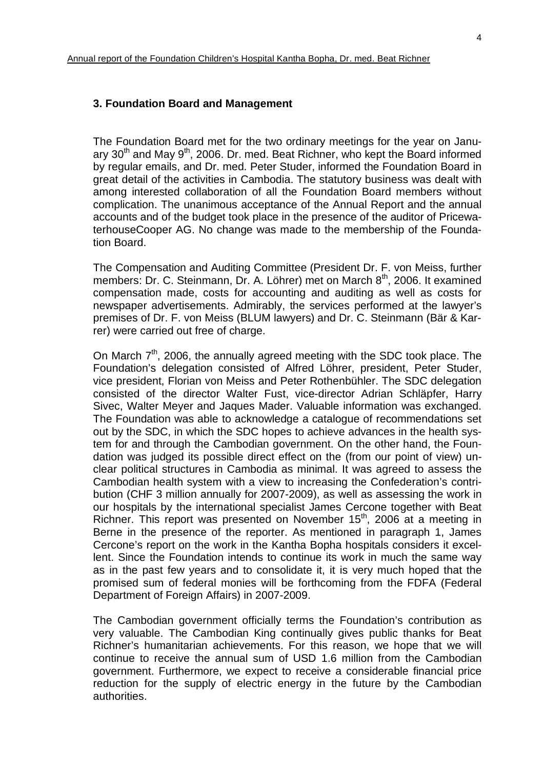## 3. Foundation Board and Management

The Foundation Board met for the two ordinary meetings for the year on January 30th and May 9th, 2006. Dr. med. Beat Richner, who kept the Board informed by regular emails, and Dr. med. Peter Studer, informed the Foundation Board in great detail of the activities in Cambodia. The statutory business was dealt with among interested collaboration of all the Foundation Board members without complication. The unanimous acceptance of the Annual Report and the annual accounts and of the budget took place in the presence of the auditor of PricewaterhouseCooper AG. No change was made to the membership of the Foundation Board.

The Compensation and Auditing Committee (President Dr. F. von Meiss, further members: Dr. C. Steinmann, Dr. A. Löhrer) met on March 8th, 2006. It examined compensation made, costs for accounting and auditing as well as costs for newspaper advertisements. Admirably, the services performed at the lawyer's premises of Dr. F. von Meiss (BLUM lawyers) and Dr. C. Steinmann (Bär & Karrer) were carried out free of charge.

On March 7th, 2006, the annually agreed meeting with the SDC took place. The Foundation's delegation consisted of Alfred Löhrer, president, Peter Studer, vice president, Florian von Meiss and Peter Rothenbühler. The SDC delegation consisted of the director Walter Fust, vice-director Adrian Schläpfer, Harry Sivec, Walter Meyer and Jaques Mader. Valuable information was exchanged. The Foundation was able to acknowledge a catalogue of recommendations set out by the SDC, in which the SDC hopes to achieve advances in the health system for and through the Cambodian government. On the other hand, the Foundation was judged its possible direct effect on the (from our point of view) unclear political structures in Cambodia as minimal. It was agreed to assess the Cambodian health system with a view to increasing the Confederation's contribution (CHF 3 million annually for 2007-2009), as well as assessing the work in our hospitals by the international specialist James Cercone together with Beat Richner. This report was presented on November 15th, 2006 at a meeting in Berne in the presence of the reporter. As mentioned in paragraph 1, James Cercone's report on the work in the Kantha Bopha hospitals considers it excellent. Since the Foundation intends to continue its work in much the same way as in the past few years and to consolidate it, it is very much hoped that the promised sum of federal monies will be forthcoming from the FDFA (Federal Department of Foreign Affairs) in 2007-2009.

The Cambodian government officially terms the Foundation's contribution as very valuable. The Cambodian King continually gives public thanks for Beat Richner's humanitarian achievements. For this reason, we hope that we will continue to receive the annual sum of USD 1.6 million from the Cambodian government. Furthermore, we expect to receive a considerable financial price reduction for the supply of electric energy in the future by the Cambodian authorities.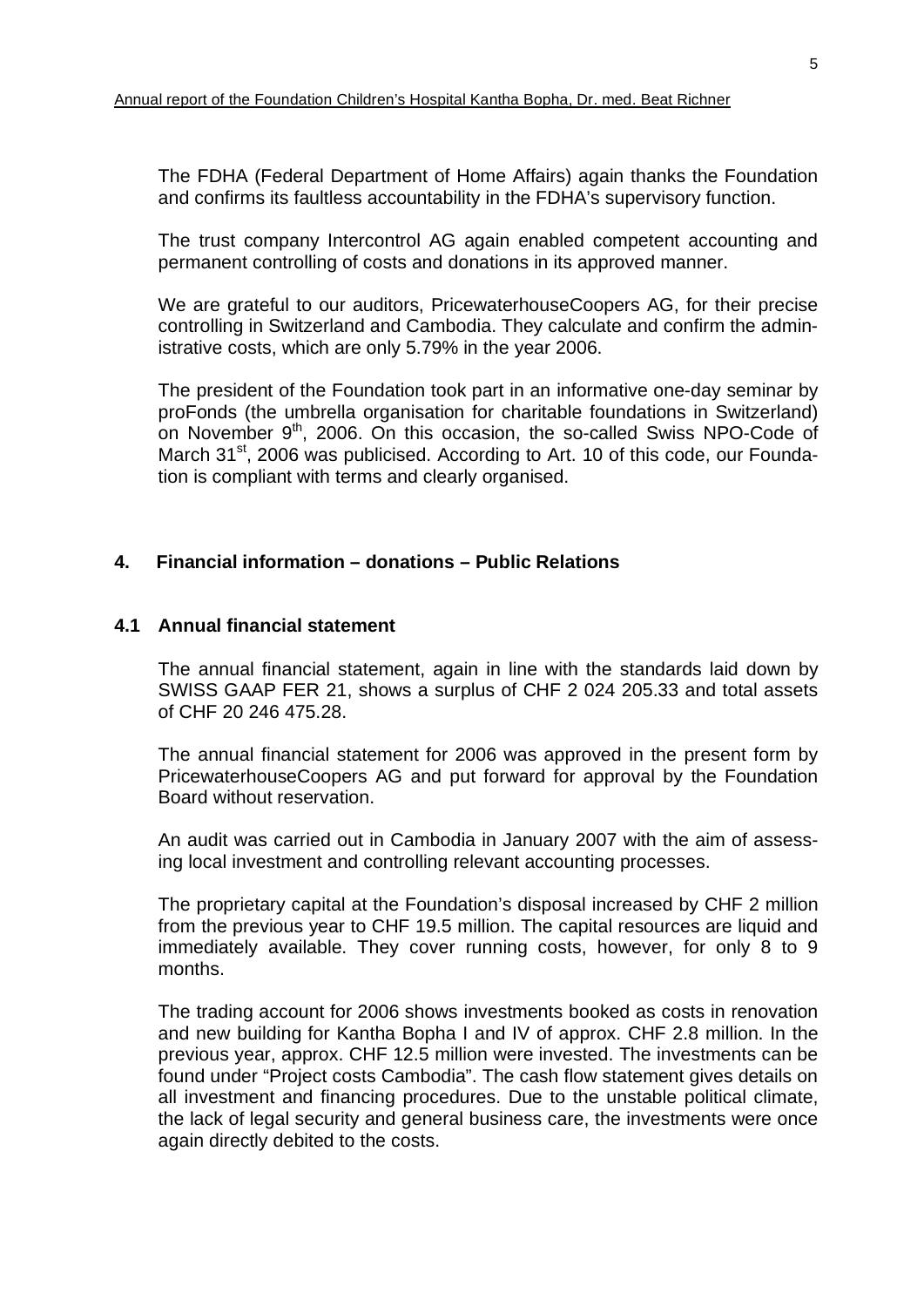The FDHA (Federal Department of Home Affairs) again thanks the Foundation and confirms its faultless accountability in the FDHA's supervisory function.

The trust company Intercontrol AG again enabled competent accounting and permanent controlling of costs and donations in its approved manner.

We are grateful to our auditors, PricewaterhouseCoopers AG, for their precise controlling in Switzerland and Cambodia. They calculate and confirm the administrative costs, which are only 5.79% in the year 2006.

The president of the Foundation took part in an informative one-day seminar by proFonds (the umbrella organisation for charitable foundations in Switzerland) on November 9th, 2006. On this occasion, the so-called Swiss NPO-Code of March 31st, 2006 was publicised. According to Art. 10 of this code, our Foundation is compliant with terms and clearly organised.

## 4. Financial information – donations – Public Relations

### 4.1 Annual financial statement

The annual financial statement, again in line with the standards laid down by SWISS GAAP FER 21, shows a surplus of CHF 2 024 205.33 and total assets of CHF 20 246 475.28.

The annual financial statement for 2006 was approved in the present form by PricewaterhouseCoopers AG and put forward for approval by the Foundation Board without reservation.

An audit was carried out in Cambodia in January 2007 with the aim of assessing local investment and controlling relevant accounting processes.

The proprietary capital at the Foundation's disposal increased by CHF 2 million from the previous year to CHF 19.5 million. The capital resources are liquid and immediately available. They cover running costs, however, for only 8 to 9 months.

The trading account for 2006 shows investments booked as costs in renovation and new building for Kantha Bopha I and IV of approx. CHF 2.8 million. In the previous year, approx. CHF 12.5 million were invested. The investments can be found under "Project costs Cambodia". The cash flow statement gives details on all investment and financing procedures. Due to the unstable political climate, the lack of legal security and general business care, the investments were once again directly debited to the costs.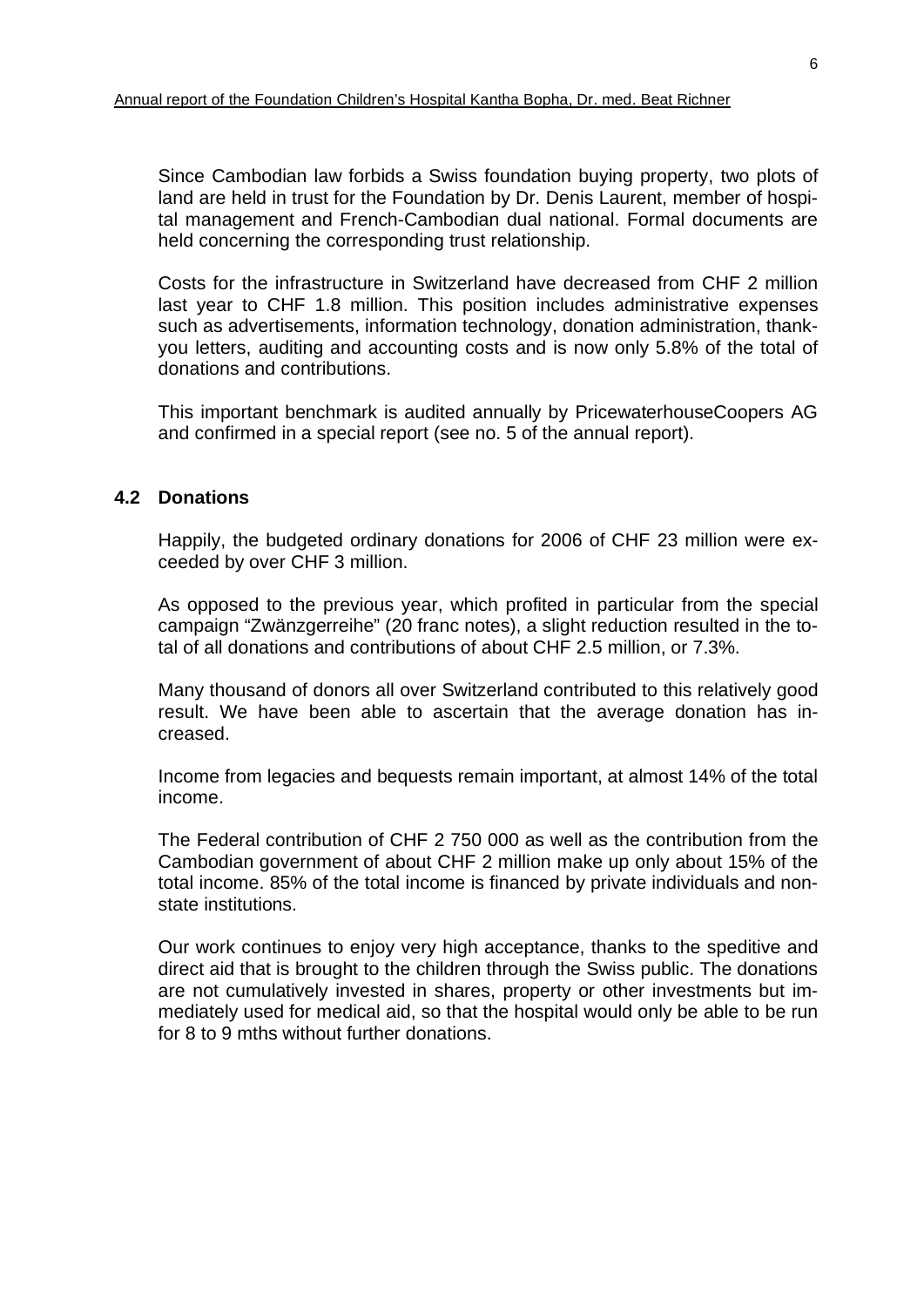Since Cambodian law forbids a Swiss foundation buying property, two plots of land are held in trust for the Foundation by Dr. Denis Laurent, member of hospital management and French-Cambodian dual national. Formal documents are held concerning the corresponding trust relationship.

Costs for the infrastructure in Switzerland have decreased from CHF 2 million last year to CHF 1.8 million. This position includes administrative expenses such as advertisements, information technology, donation administration, thank-you letters, auditing and accounting costs and is now only 5.8% of the total of donations and contributions.

This important benchmark is audited annually by PricewaterhouseCoopers AG and confirmed in a special report (see no. 5 of the annual report).

### 4.2 Donations

Happily, the budgeted ordinary donations for 2006 of CHF 23 million were exceeded by over CHF 3 million.

As opposed to the previous year, which profited in particular from the special campaign "Zwänzgerreihe" (20 franc notes), a slight reduction resulted in the total of all donations and contributions of about CHF 2.5 million, or 7.3%.

Many thousand of donors all over Switzerland contributed to this relatively good result. We have been able to ascertain that the average donation has increased.

Income from legacies and bequests remain important, at almost 14% of the total income.

The Federal contribution of CHF 2 750 000 as well as the contribution from the Cambodian government of about CHF 2 million make up only about 15% of the total income. 85% of the total income is financed by private individuals and non-state institutions.

Our work continues to enjoy very high acceptance, thanks to the speditive and direct aid that is brought to the children through the Swiss public. The donations are not cumulatively invested in shares, property or other investments but immediately used for medical aid, so that the hospital would only be able to be run for 8 to 9 mths without further donations.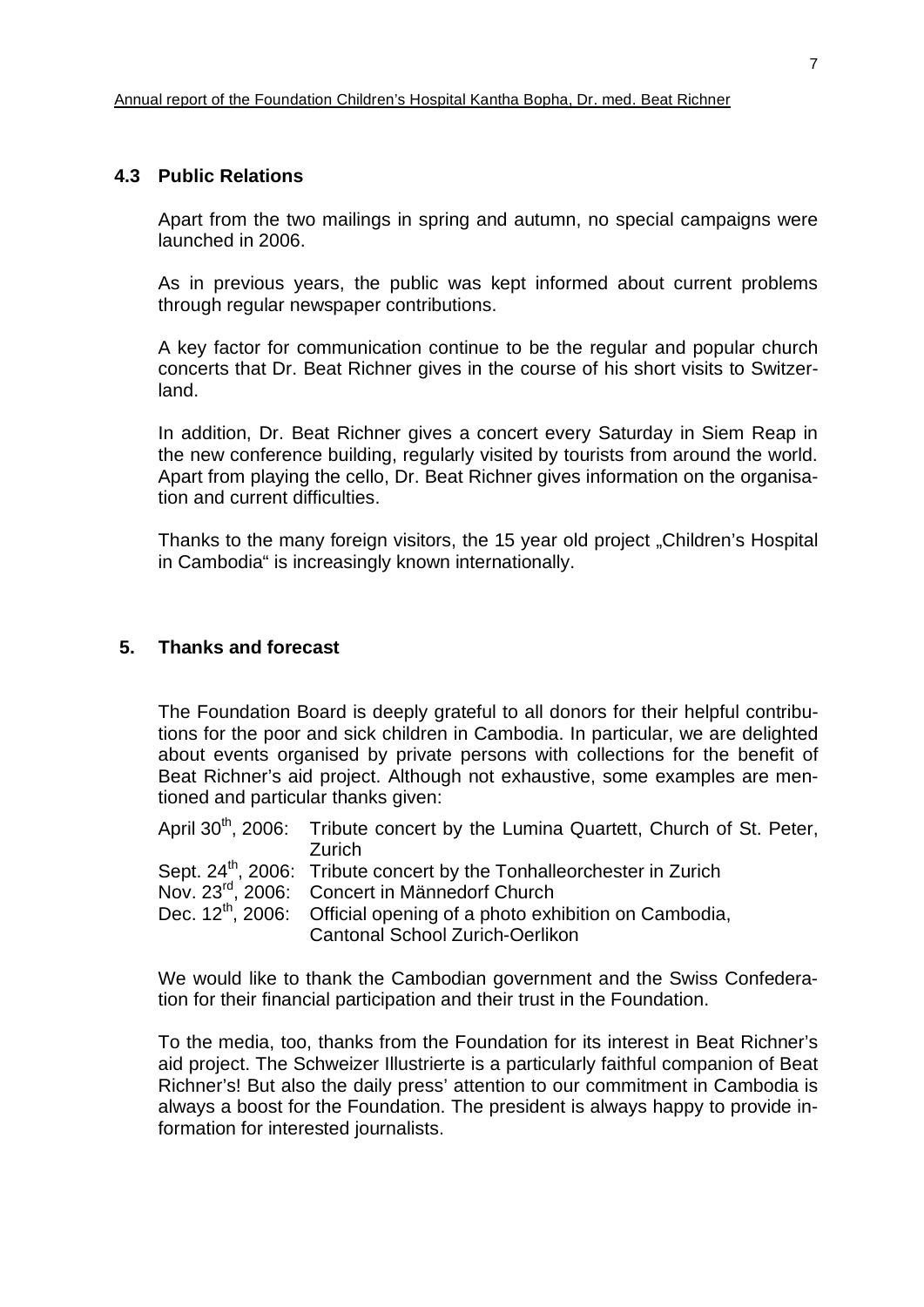## 4.3 Public Relations

Apart from the two mailings in spring and autumn, no special campaigns were launched in 2006.

As in previous years, the public was kept informed about current problems through regular newspaper contributions.

A key factor for communication continue to be the regular and popular church concerts that Dr. Beat Richner gives in the course of his short visits to Switzerland.

In addition, Dr. Beat Richner gives a concert every Saturday in Siem Reap in the new conference building, regularly visited by tourists from around the world. Apart from playing the cello, Dr. Beat Richner gives information on the organisation and current difficulties.

Thanks to the many foreign visitors, the 15 year old project „Children's Hospital in Cambodia" is increasingly known internationally.

## 5. Thanks and forecast

The Foundation Board is deeply grateful to all donors for their helpful contributions for the poor and sick children in Cambodia. In particular, we are delighted about events organised by private persons with collections for the benefit of Beat Richner's aid project. Although not exhaustive, some examples are mentioned and particular thanks given:

| | |
|---|---|
| April 30th, 2006: | Tribute concert by the Lumina Quartett, Church of St. Peter, Zurich |
| Sept. 24th, 2006: | Tribute concert by the Tonhalleorchester in Zurich |
| Nov. 23rd, 2006: | Concert in Männedorf Church |
| Dec. 12th, 2006: | Official opening of a photo exhibition on Cambodia, Cantonal School Zurich-Oerlikon |

We would like to thank the Cambodian government and the Swiss Confederation for their financial participation and their trust in the Foundation.

To the media, too, thanks from the Foundation for its interest in Beat Richner's aid project. The Schweizer Illustrierte is a particularly faithful companion of Beat Richner's! But also the daily press' attention to our commitment in Cambodia is always a boost for the Foundation. The president is always happy to provide information for interested journalists.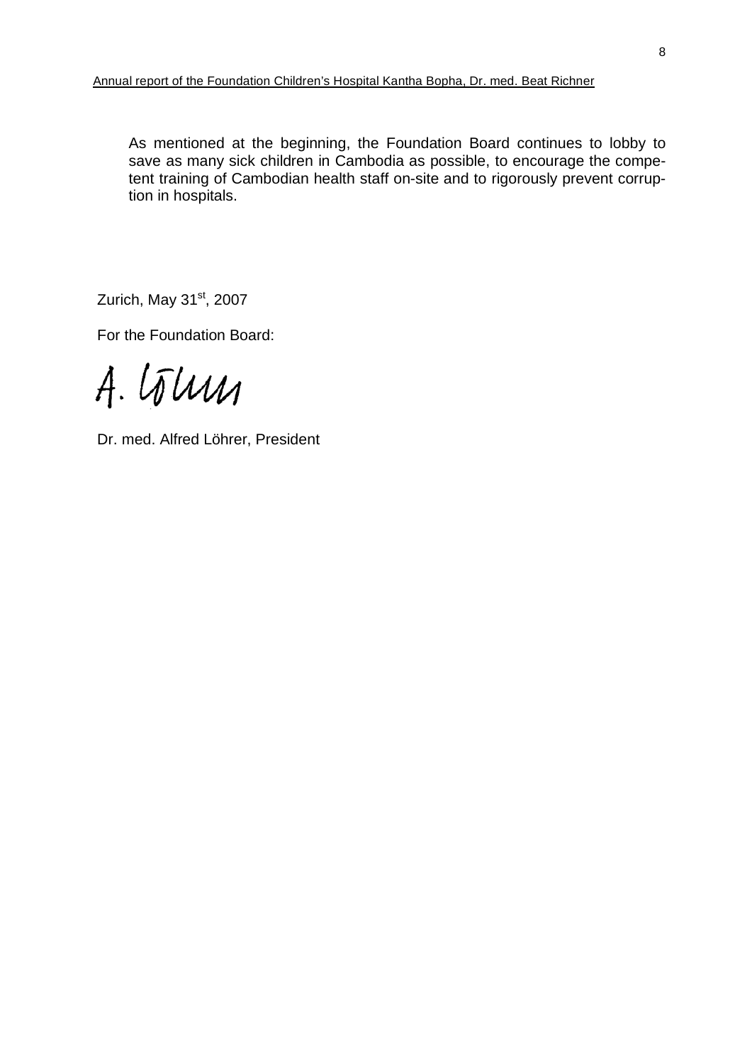As mentioned at the beginning, the Foundation Board continues to lobby to save as many sick children in Cambodia as possible, to encourage the competent training of Cambodian health staff on-site and to rigorously prevent corruption in hospitals.

Zurich, May 31st, 2007

For the Foundation Board:

A. Löhrer

Dr. med. Alfred Löhrer, President